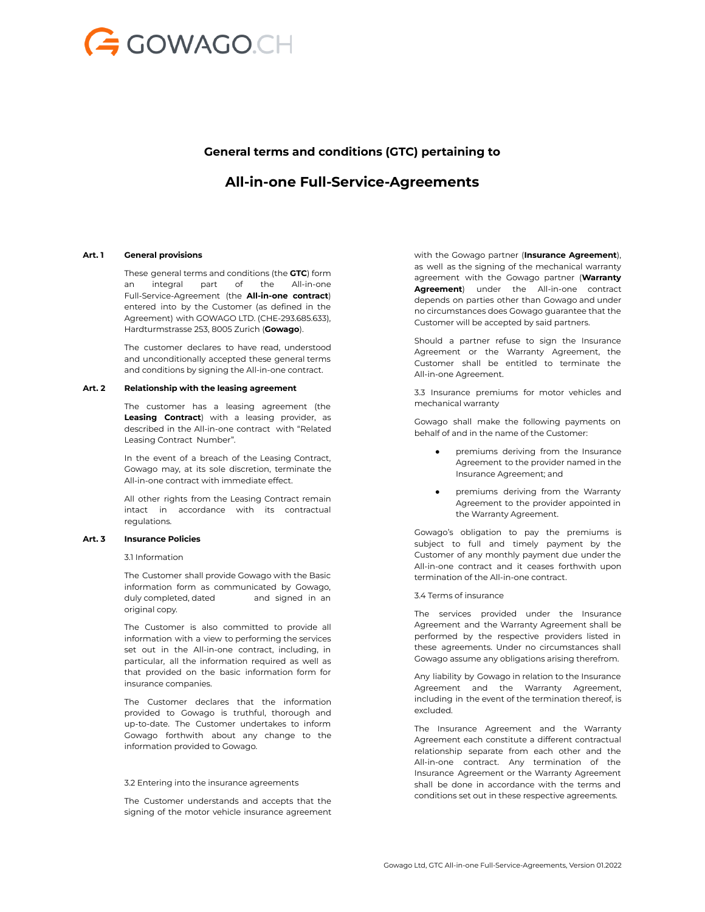GOWAGO.CH

# General terms and conditions (GTC) pertaining to

# All-in-one Full-Service-Agreements

## Art. 1 General provisions

These general terms and conditions (the **GTC**) form an integral part of the All-in-one Full-Service-Agreement (the **All-in-one contract**) entered into by the Customer (as defined in the Agreement) with GOWAGO LTD. (CHE-293.685.633), Hardturmstrasse 253, 8005 Zurich (**Gowago**).

The customer declares to have read, understood and unconditionally accepted these general terms and conditions by signing the All-in-one contract.

## Art. 2 Relationship with the leasing agreement

The customer has a leasing agreement (the **Leasing Contract**) with a leasing provider, as described in the All-in-one contract with "Related Leasing Contract Number".

In the event of a breach of the Leasing Contract, Gowago may, at its sole discretion, terminate the All-in-one contract with immediate effect.

All other rights from the Leasing Contract remain intact in accordance with its contractual regulations.

## Art. 3 Insurance Policies

3.1 Information

The Customer shall provide Gowago with the Basic information form as communicated by Gowago, duly completed, dated and signed in an original copy.

The Customer is also committed to provide all information with a view to performing the services set out in the All-in-one contract, including, in particular, all the information required as well as that provided on the basic information form for insurance companies.

The Customer declares that the information provided to Gowago is truthful, thorough and up-to-date. The Customer undertakes to inform Gowago forthwith about any change to the information provided to Gowago.

3.2 Entering into the insurance agreements

The Customer understands and accepts that the signing of the motor vehicle insurance agreement with the Gowago partner (**Insurance Agreement**), as well as the signing of the mechanical warranty agreement with the Gowago partner (**Warranty Agreement**) under the All-in-one contract depends on parties other than Gowago and under no circumstances does Gowago guarantee that the Customer will be accepted by said partners.

Should a partner refuse to sign the Insurance Agreement or the Warranty Agreement, the Customer shall be entitled to terminate the All-in-one Agreement.

3.3 Insurance premiums for motor vehicles and mechanical warranty

Gowago shall make the following payments on behalf of and in the name of the Customer:

- premiums deriving from the Insurance Agreement to the provider named in the Insurance Agreement; and
- premiums deriving from the Warranty Agreement to the provider appointed in the Warranty Agreement.

Gowago's obligation to pay the premiums is subject to full and timely payment by the Customer of any monthly payment due under the All-in-one contract and it ceases forthwith upon termination of the All-in-one contract.

3.4 Terms of insurance

The services provided under the Insurance Agreement and the Warranty Agreement shall be performed by the respective providers listed in these agreements. Under no circumstances shall Gowago assume any obligations arising therefrom.

Any liability by Gowago in relation to the Insurance Agreement and the Warranty Agreement, including in the event of the termination thereof, is excluded.

The Insurance Agreement and the Warranty Agreement each constitute a different contractual relationship separate from each other and the All-in-one contract. Any termination of the Insurance Agreement or the Warranty Agreement shall be done in accordance with the terms and conditions set out in these respective agreements.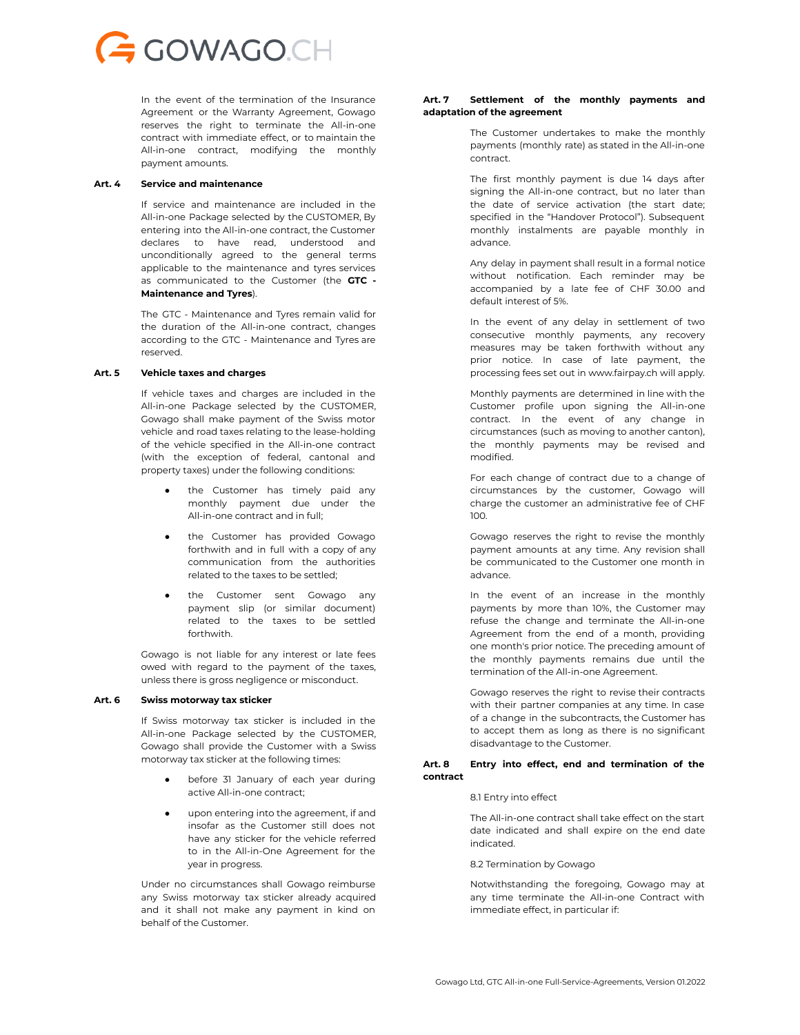In the event of the termination of the Insurance Agreement or the Warranty Agreement, Gowago reserves the right to terminate the All-in-one contract with immediate effect, or to maintain the All-in-one contract, modifying the monthly payment amounts.

**Art. 4 Service and maintenance**

If service and maintenance are included in the All-in-one Package selected by the CUSTOMER, By entering into the All-in-one contract, the Customer declares to have read, understood and unconditionally agreed to the general terms applicable to the maintenance and tyres services as communicated to the Customer (the **GTC - Maintenance and Tyres**).

The GTC - Maintenance and Tyres remain valid for the duration of the All-in-one contract, changes according to the GTC - Maintenance and Tyres are reserved.

**Art. 5 Vehicle taxes and charges**

If vehicle taxes and charges are included in the All-in-one Package selected by the CUSTOMER, Gowago shall make payment of the Swiss motor vehicle and road taxes relating to the lease-holding of the vehicle specified in the All-in-one contract (with the exception of federal, cantonal and property taxes) under the following conditions:

- the Customer has timely paid any monthly payment due under the All-in-one contract and in full;
- the Customer has provided Gowago forthwith and in full with a copy of any communication from the authorities related to the taxes to be settled;
- the Customer sent Gowago any payment slip (or similar document) related to the taxes to be settled forthwith.

Gowago is not liable for any interest or late fees owed with regard to the payment of the taxes, unless there is gross negligence or misconduct.

**Art. 6 Swiss motorway tax sticker**

If Swiss motorway tax sticker is included in the All-in-one Package selected by the CUSTOMER, Gowago shall provide the Customer with a Swiss motorway tax sticker at the following times:

- before 31 January of each year during active All-in-one contract;
- upon entering into the agreement, if and insofar as the Customer still does not have any sticker for the vehicle referred to in the All-in-One Agreement for the year in progress.

Under no circumstances shall Gowago reimburse any Swiss motorway tax sticker already acquired and it shall not make any payment in kind on behalf of the Customer.

**Art. 7 Settlement of the monthly payments and adaptation of the agreement**

The Customer undertakes to make the monthly payments (monthly rate) as stated in the All-in-one contract.

The first monthly payment is due 14 days after signing the All-in-one contract, but no later than the date of service activation (the start date; specified in the "Handover Protocol"). Subsequent monthly instalments are payable monthly in advance.

Any delay in payment shall result in a formal notice without notification. Each reminder may be accompanied by a late fee of CHF 30.00 and default interest of 5%.

In the event of any delay in settlement of two consecutive monthly payments, any recovery measures may be taken forthwith without any prior notice. In case of late payment, the processing fees set out in www.fairpay.ch will apply.

Monthly payments are determined in line with the Customer profile upon signing the All-in-one contract. In the event of any change in circumstances (such as moving to another canton), the monthly payments may be revised and modified.

For each change of contract due to a change of circumstances by the customer, Gowago will charge the customer an administrative fee of CHF 100.

Gowago reserves the right to revise the monthly payment amounts at any time. Any revision shall be communicated to the Customer one month in advance.

In the event of an increase in the monthly payments by more than 10%, the Customer may refuse the change and terminate the All-in-one Agreement from the end of a month, providing one month's prior notice. The preceding amount of the monthly payments remains due until the termination of the All-in-one Agreement.

Gowago reserves the right to revise their contracts with their partner companies at any time. In case of a change in the subcontracts, the Customer has to accept them as long as there is no significant disadvantage to the Customer.

**Art. 8 Entry into effect, end and termination of the contract**

8.1 Entry into effect

The All-in-one contract shall take effect on the start date indicated and shall expire on the end date indicated.

8.2 Termination by Gowago

Notwithstanding the foregoing, Gowago may at any time terminate the All-in-one Contract with immediate effect, in particular if: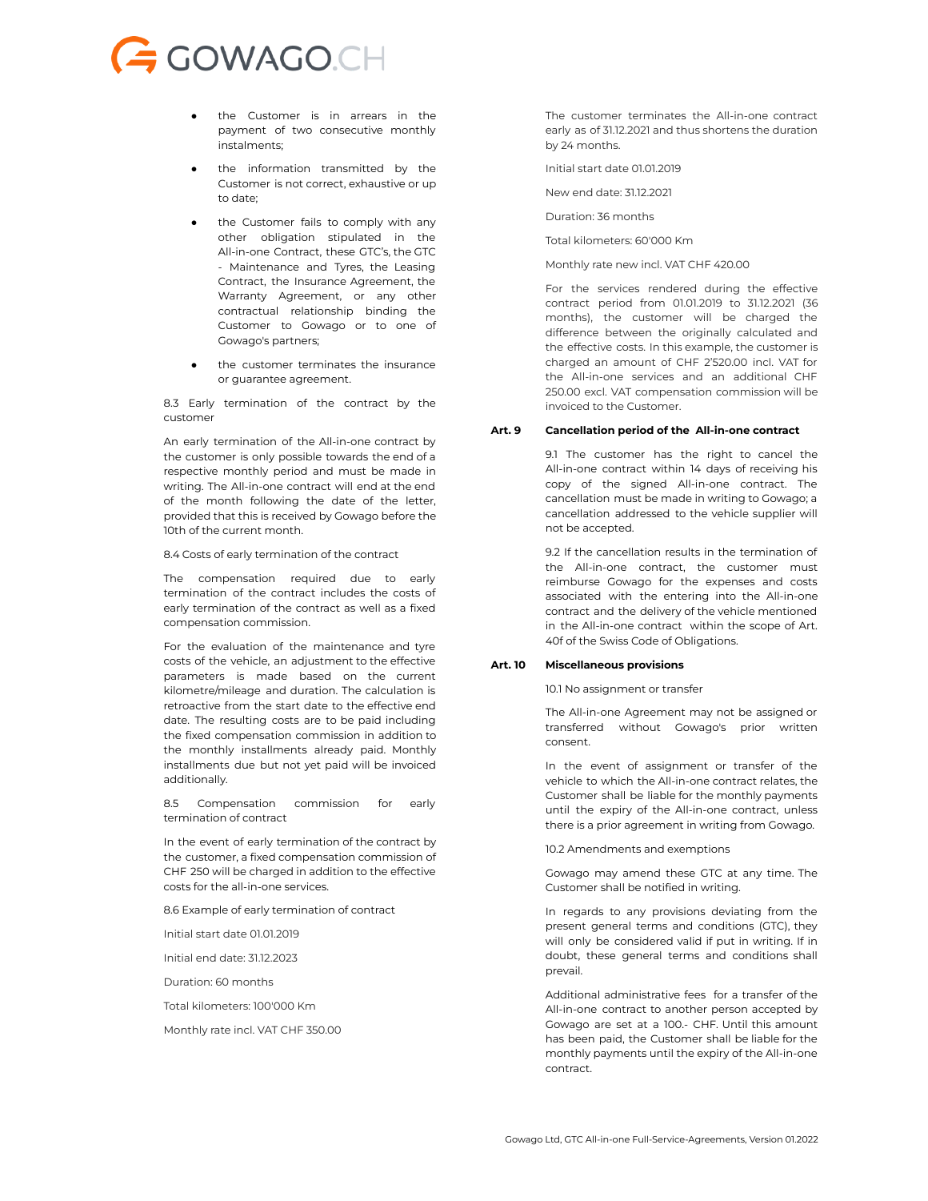- the Customer is in arrears in the payment of two consecutive monthly instalments;
- the information transmitted by the Customer is not correct, exhaustive or up to date;
- the Customer fails to comply with any other obligation stipulated in the All-in-one Contract, these GTC's, the GTC - Maintenance and Tyres, the Leasing Contract, the Insurance Agreement, the Warranty Agreement, or any other contractual relationship binding the Customer to Gowago or to one of Gowago's partners;
- the customer terminates the insurance or guarantee agreement.

8.3 Early termination of the contract by the customer

An early termination of the All-in-one contract by the customer is only possible towards the end of a respective monthly period and must be made in writing. The All-in-one contract will end at the end of the month following the date of the letter, provided that this is received by Gowago before the 10th of the current month.

8.4 Costs of early termination of the contract

The compensation required due to early termination of the contract includes the costs of early termination of the contract as well as a fixed compensation commission.

For the evaluation of the maintenance and tyre costs of the vehicle, an adjustment to the effective parameters is made based on the current kilometre/mileage and duration. The calculation is retroactive from the start date to the effective end date. The resulting costs are to be paid including the fixed compensation commission in addition to the monthly installments already paid. Monthly installments due but not yet paid will be invoiced additionally.

8.5 Compensation commission for early termination of contract

In the event of early termination of the contract by the customer, a fixed compensation commission of CHF 250 will be charged in addition to the effective costs for the all-in-one services.

8.6 Example of early termination of contract

Initial start date 01.01.2019

Initial end date: 31.12.2023

Duration: 60 months

Total kilometers: 100'000 Km

Monthly rate incl. VAT CHF 350.00

The customer terminates the All-in-one contract early as of 31.12.2021 and thus shortens the duration by 24 months.

Initial start date 01.01.2019

New end date: 31.12.2021

Duration: 36 months

Total kilometers: 60'000 Km

Monthly rate new incl. VAT CHF 420.00

For the services rendered during the effective contract period from 01.01.2019 to 31.12.2021 (36 months), the customer will be charged the difference between the originally calculated and the effective costs. In this example, the customer is charged an amount of CHF 2'520.00 incl. VAT for the All-in-one services and an additional CHF 250.00 excl. VAT compensation commission will be invoiced to the Customer.

## Art. 9 Cancellation period of the All-in-one contract

9.1 The customer has the right to cancel the All-in-one contract within 14 days of receiving his copy of the signed All-in-one contract. The cancellation must be made in writing to Gowago; a cancellation addressed to the vehicle supplier will not be accepted.

9.2 If the cancellation results in the termination of the All-in-one contract, the customer must reimburse Gowago for the expenses and costs associated with the entering into the All-in-one contract and the delivery of the vehicle mentioned in the All-in-one contract within the scope of Art. 40f of the Swiss Code of Obligations.

## Art. 10 Miscellaneous provisions

10.1 No assignment or transfer

The All-in-one Agreement may not be assigned or transferred without Gowago's prior written consent.

In the event of assignment or transfer of the vehicle to which the All-in-one contract relates, the Customer shall be liable for the monthly payments until the expiry of the All-in-one contract, unless there is a prior agreement in writing from Gowago.

10.2 Amendments and exemptions

Gowago may amend these GTC at any time. The Customer shall be notified in writing.

In regards to any provisions deviating from the present general terms and conditions (GTC), they will only be considered valid if put in writing. If in doubt, these general terms and conditions shall prevail.

Additional administrative fees for a transfer of the All-in-one contract to another person accepted by Gowago are set at a 100.- CHF. Until this amount has been paid, the Customer shall be liable for the monthly payments until the expiry of the All-in-one contract.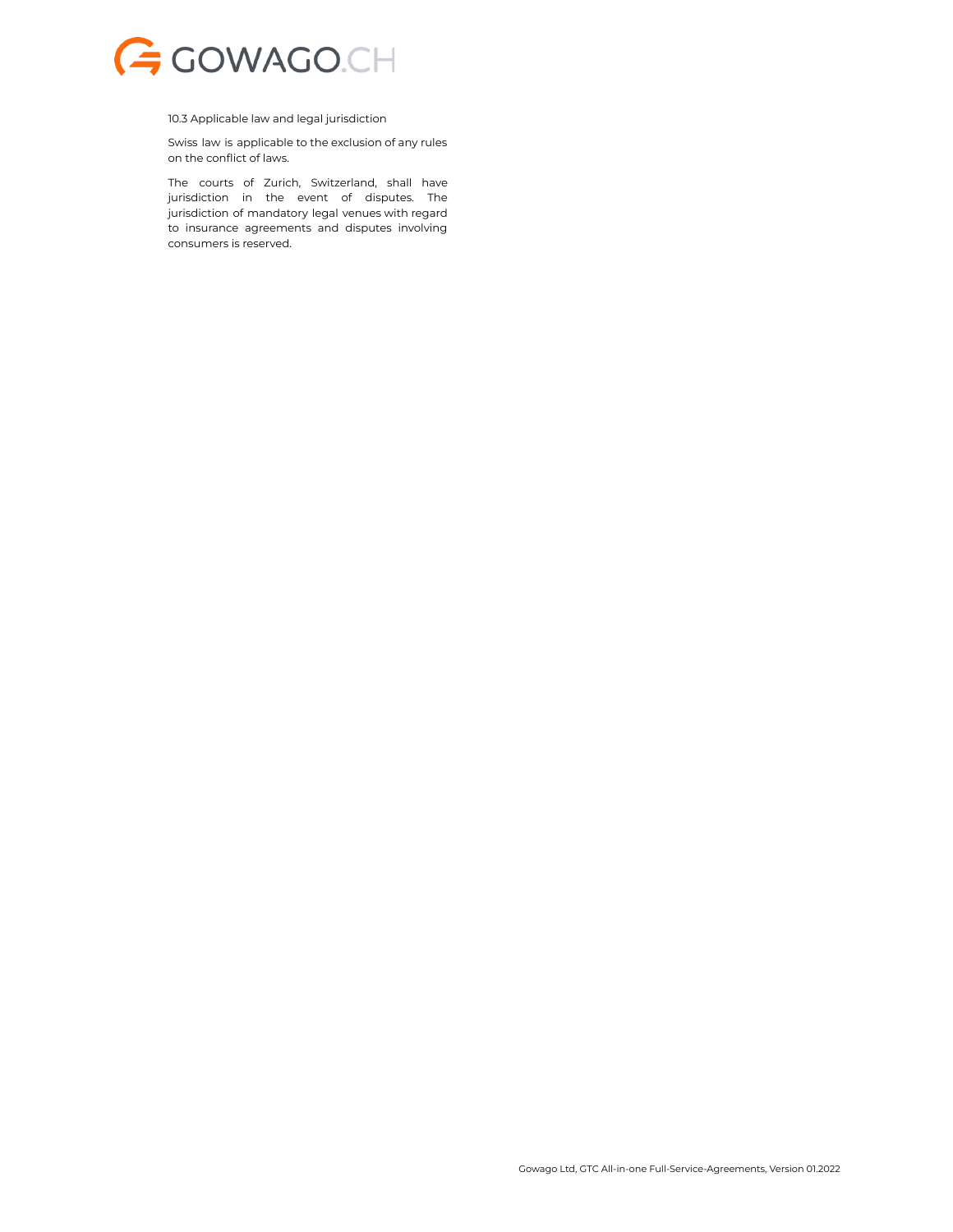### 10.3 Applicable law and legal jurisdiction

Swiss law is applicable to the exclusion of any rules on the conflict of laws.

The courts of Zurich, Switzerland, shall have jurisdiction in the event of disputes. The jurisdiction of mandatory legal venues with regard to insurance agreements and disputes involving consumers is reserved.